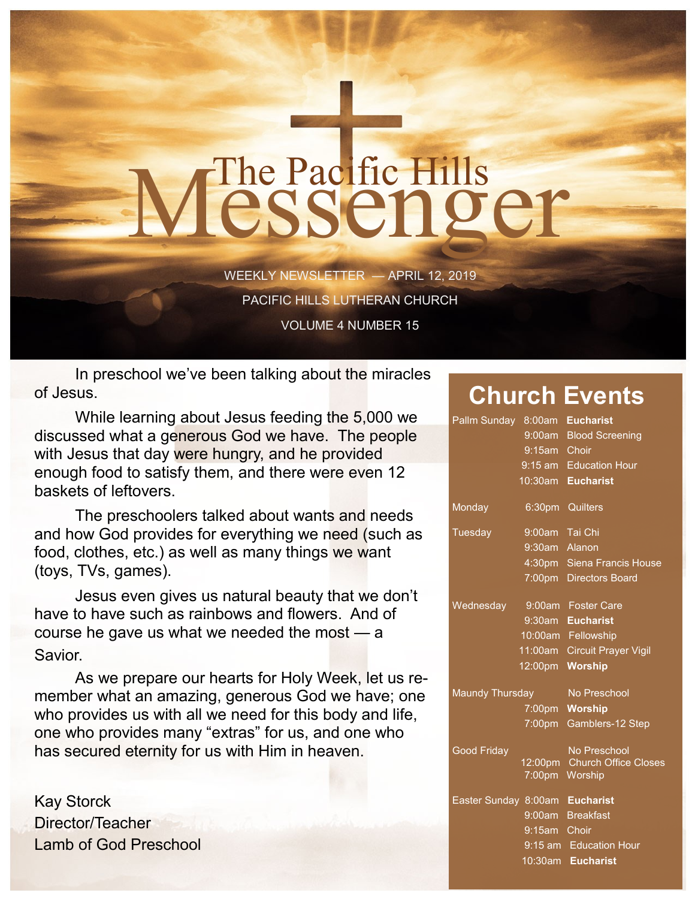# The Pacific Hills Messenger

WEEKLY NEWSLETTER — APRIL 12, 2019

PACIFIC HILLS LUTHERAN CHURCH

VOLUME 4 NUMBER 15

In preschool we've been talking about the miracles of Jesus.

While learning about Jesus feeding the 5,000 we discussed what a generous God we have. The people with Jesus that day were hungry, and he provided enough food to satisfy them, and there were even 12 baskets of leftovers.

The preschoolers talked about wants and needs and how God provides for everything we need (such as food, clothes, etc.) as well as many things we want (toys, TVs, games).

Jesus even gives us natural beauty that we don't have to have such as rainbows and flowers. And of course he gave us what we needed the most — a Savior.

As we prepare our hearts for Holy Week, let us remember what an amazing, generous God we have; one who provides us with all we need for this body and life, one who provides many "extras" for us, and one who has secured eternity for us with Him in heaven.

Kay Storck
Director/Teacher
Lamb of God Preschool

## Church Events

| Day | Time | Event |
|---|---|---|
| Pallm Sunday | 8:00am | **Eucharist** |
| | 9:00am | Blood Screening |
| | 9:15am | Choir |
| | 9:15 am | Education Hour |
| | 10:30am | **Eucharist** |
| Monday | 6:30pm | Quilters |
| Tuesday | 9:00am | Tai Chi |
| | 9:30am | Alanon |
| | 4:30pm | Siena Francis House |
| | 7:00pm | Directors Board |
| Wednesday | 9:00am | Foster Care |
| | 9:30am | **Eucharist** |
| | 10:00am | Fellowship |
| | 11:00am | Circuit Prayer Vigil |
| | 12:00pm | **Worship** |
| Maundy Thursday | | No Preschool |
| | 7:00pm | **Worship** |
| | 7:00pm | Gamblers-12 Step |
| Good Friday | | No Preschool |
| | 12:00pm | Church Office Closes |
| | 7:00pm | Worship |
| Easter Sunday | 8:00am | **Eucharist** |
| | 9:00am | Breakfast |
| | 9:15am | Choir |
| | 9:15 am | Education Hour |
| | 10:30am | **Eucharist** |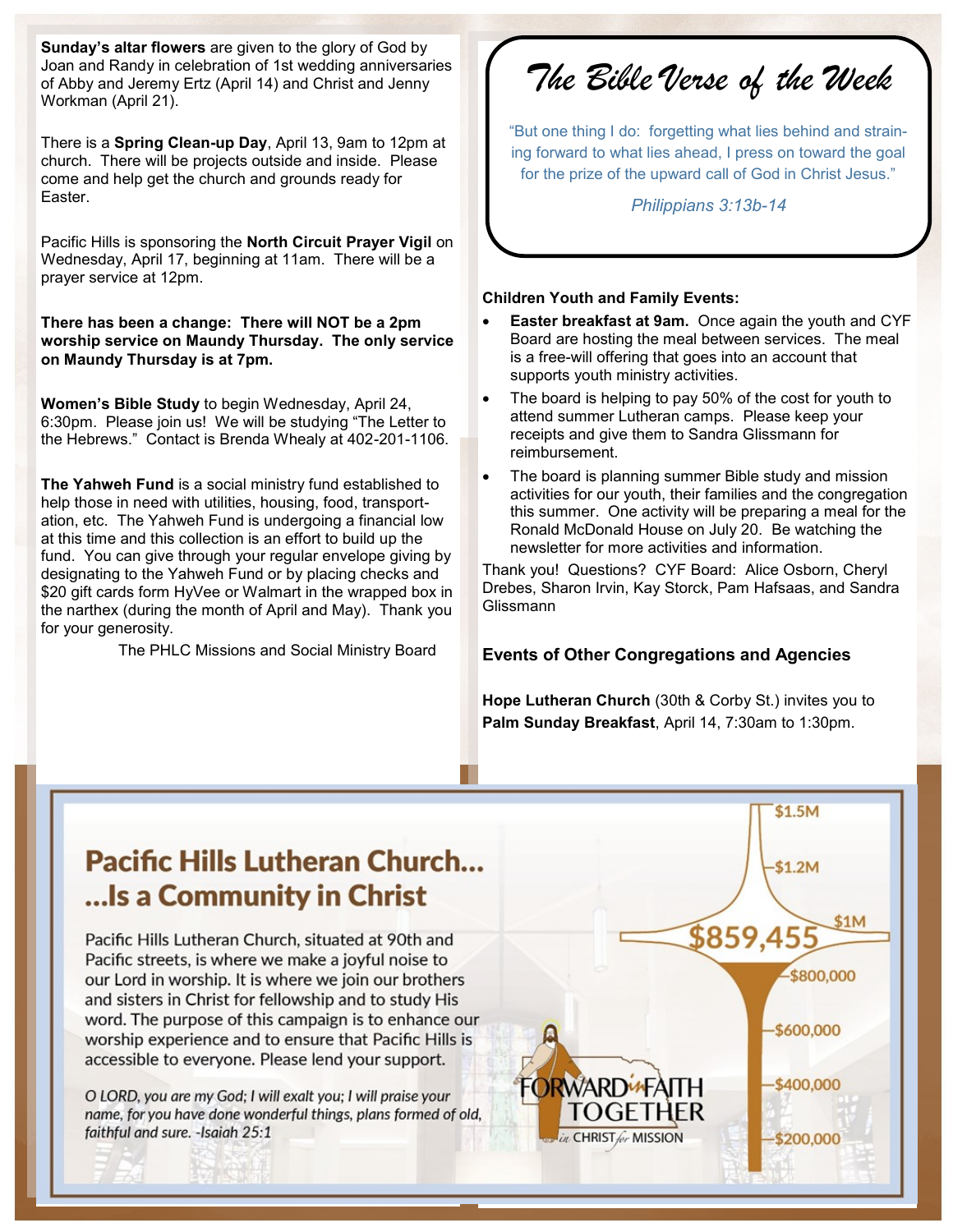**Sunday's altar flowers** are given to the glory of God by Joan and Randy in celebration of 1st wedding anniversaries of Abby and Jeremy Ertz (April 14) and Christ and Jenny Workman (April 21).

There is a **Spring Clean-up Day**, April 13, 9am to 12pm at church. There will be projects outside and inside. Please come and help get the church and grounds ready for Easter.

Pacific Hills is sponsoring the **North Circuit Prayer Vigil** on Wednesday, April 17, beginning at 11am. There will be a prayer service at 12pm.

**There has been a change: There will NOT be a 2pm worship service on Maundy Thursday. The only service on Maundy Thursday is at 7pm.**

**Women's Bible Study** to begin Wednesday, April 24, 6:30pm. Please join us! We will be studying "The Letter to the Hebrews." Contact is Brenda Whealy at 402-201-1106.

**The Yahweh Fund** is a social ministry fund established to help those in need with utilities, housing, food, transportation, etc. The Yahweh Fund is undergoing a financial low at this time and this collection is an effort to build up the fund. You can give through your regular envelope giving by designating to the Yahweh Fund or by placing checks and $20 gift cards form HyVee or Walmart in the wrapped box in the narthex (during the month of April and May). Thank you for your generosity.

The PHLC Missions and Social Ministry Board

## *The Bible Verse of the Week*

"But one thing I do: forgetting what lies behind and straining forward to what lies ahead, I press on toward the goal for the prize of the upward call of God in Christ Jesus."

*Philippians 3:13b-14*

**Children Youth and Family Events:**

- **Easter breakfast at 9am.** Once again the youth and CYF Board are hosting the meal between services. The meal is a free-will offering that goes into an account that supports youth ministry activities.
- The board is helping to pay 50% of the cost for youth to attend summer Lutheran camps. Please keep your receipts and give them to Sandra Glissmann for reimbursement.
- The board is planning summer Bible study and mission activities for our youth, their families and the congregation this summer. One activity will be preparing a meal for the Ronald McDonald House on July 20. Be watching the newsletter for more activities and information.

Thank you! Questions? CYF Board: Alice Osborn, Cheryl Drebes, Sharon Irvin, Kay Storck, Pam Hafsaas, and Sandra Glissmann

### Events of Other Congregations and Agencies

**Hope Lutheran Church** (30th & Corby St.) invites you to **Palm Sunday Breakfast**, April 14, 7:30am to 1:30pm.

## Pacific Hills Lutheran Church… …Is a Community in Christ

Pacific Hills Lutheran Church, situated at 90th and Pacific streets, is where we make a joyful noise to our Lord in worship. It is where we join our brothers and sisters in Christ for fellowship and to study His word. The purpose of this campaign is to enhance our worship experience and to ensure that Pacific Hills is accessible to everyone. Please lend your support.

*O LORD, you are my God; I will exalt you; I will praise your name, for you have done wonderful things, plans formed of old, faithful and sure. -Isaiah 25:1*

FORWARD in FAITH TOGETHER in CHRIST for MISSION

$1.5M
$1.2M
$1M
$859,455
$800,000
$600,000
$400,000
$200,000